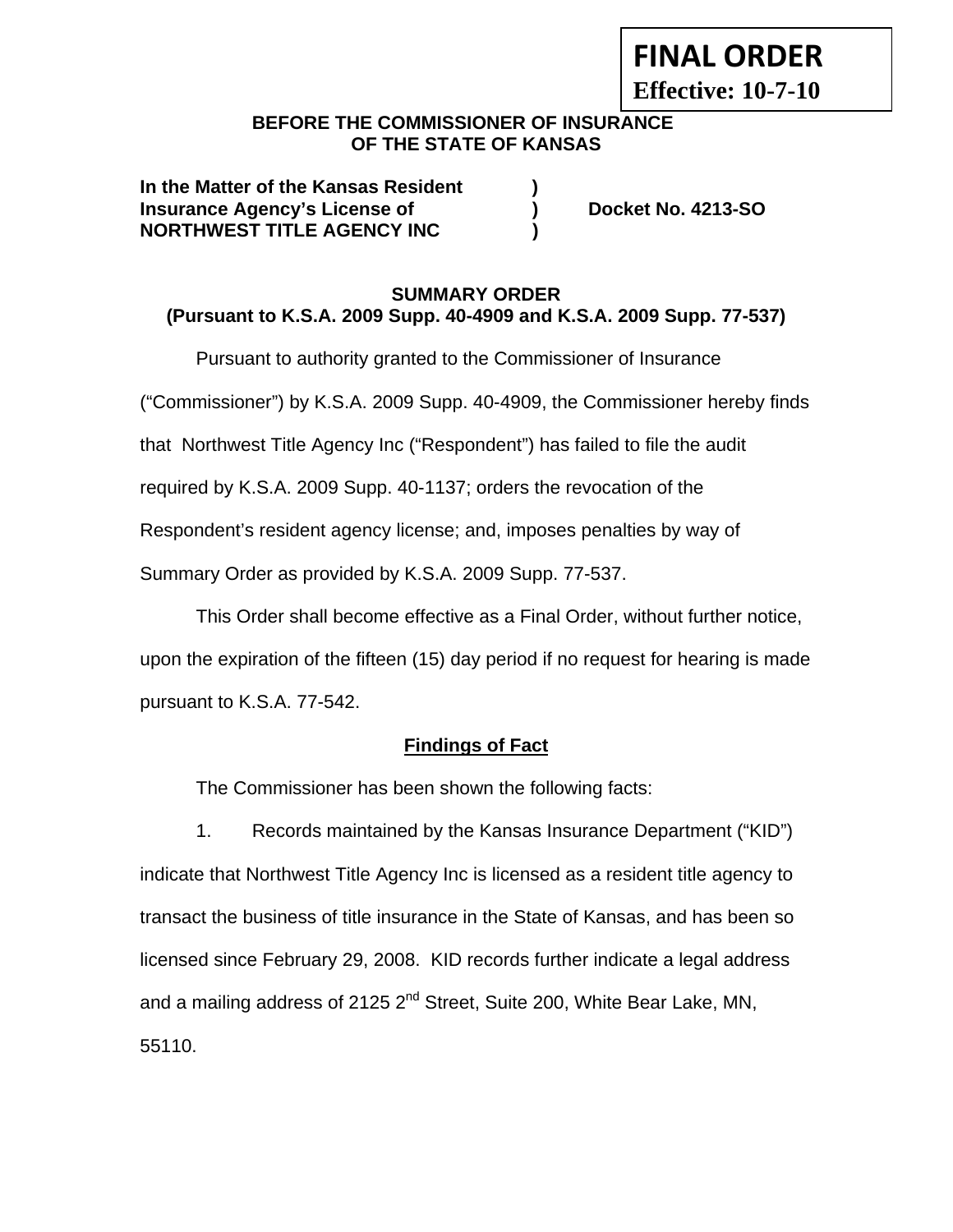**FINAL ORDER**
**Effective: 10-7-10**

**BEFORE THE COMMISSIONER OF INSURANCE**
**OF THE STATE OF KANSAS**

| | | |
|---|---|---|
| **In the Matter of the Kansas Resident** | **)** | |
| **Insurance Agency's License of** | **)** | **Docket No. 4213-SO** |
| **NORTHWEST TITLE AGENCY INC** | **)** | |

## SUMMARY ORDER
### (Pursuant to K.S.A. 2009 Supp. 40-4909 and K.S.A. 2009 Supp. 77-537)

Pursuant to authority granted to the Commissioner of Insurance ("Commissioner") by K.S.A. 2009 Supp. 40-4909, the Commissioner hereby finds that Northwest Title Agency Inc ("Respondent") has failed to file the audit required by K.S.A. 2009 Supp. 40-1137; orders the revocation of the Respondent's resident agency license; and, imposes penalties by way of Summary Order as provided by K.S.A. 2009 Supp. 77-537.

This Order shall become effective as a Final Order, without further notice, upon the expiration of the fifteen (15) day period if no request for hearing is made pursuant to K.S.A. 77-542.

### Findings of Fact

The Commissioner has been shown the following facts:

1. Records maintained by the Kansas Insurance Department ("KID") indicate that Northwest Title Agency Inc is licensed as a resident title agency to transact the business of title insurance in the State of Kansas, and has been so licensed since February 29, 2008. KID records further indicate a legal address and a mailing address of 2125 2nd Street, Suite 200, White Bear Lake, MN, 55110.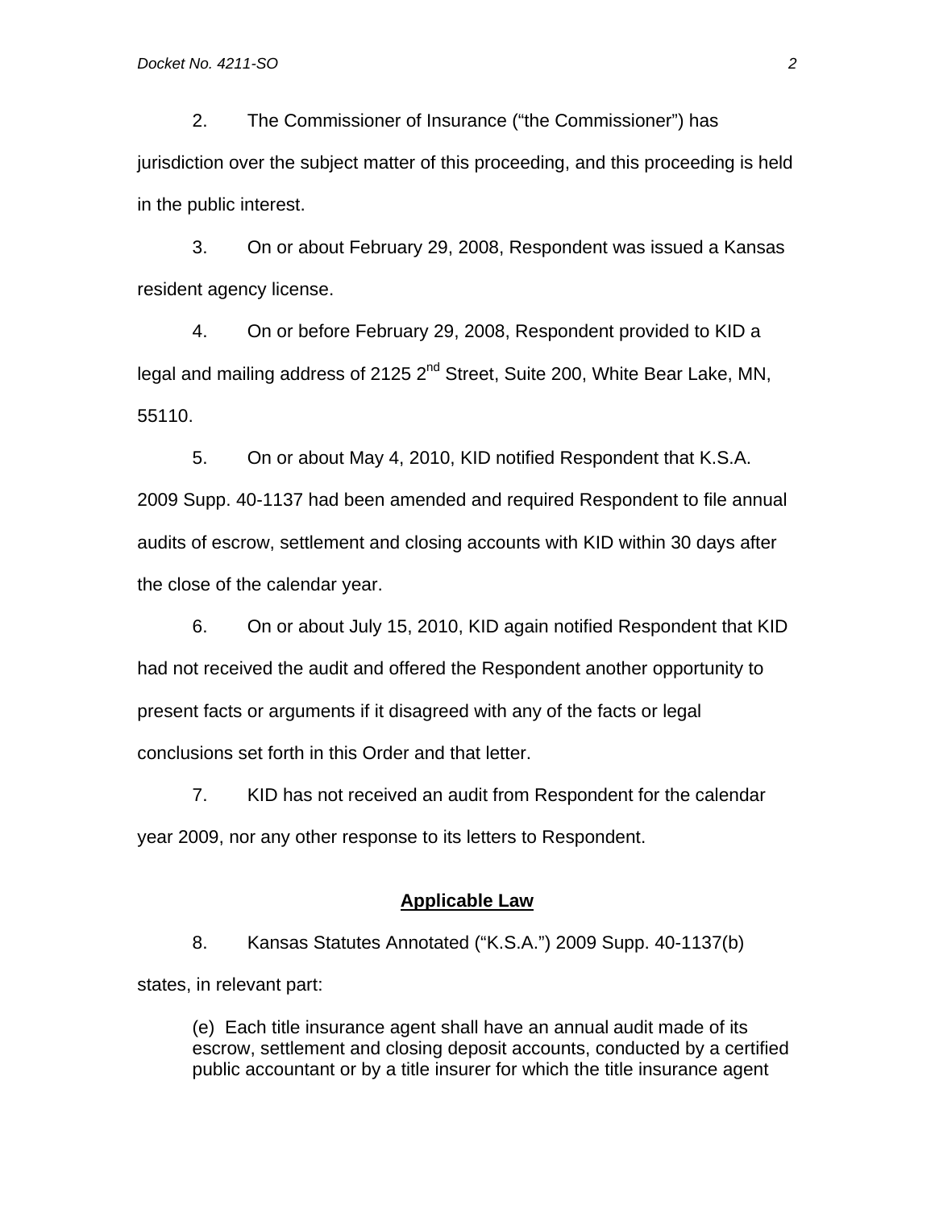2. The Commissioner of Insurance ("the Commissioner") has jurisdiction over the subject matter of this proceeding, and this proceeding is held in the public interest.

3. On or about February 29, 2008, Respondent was issued a Kansas resident agency license.

4. On or before February 29, 2008, Respondent provided to KID a legal and mailing address of 2125 2nd Street, Suite 200, White Bear Lake, MN, 55110.

5. On or about May 4, 2010, KID notified Respondent that K.S.A. 2009 Supp. 40-1137 had been amended and required Respondent to file annual audits of escrow, settlement and closing accounts with KID within 30 days after the close of the calendar year.

6. On or about July 15, 2010, KID again notified Respondent that KID had not received the audit and offered the Respondent another opportunity to present facts or arguments if it disagreed with any of the facts or legal conclusions set forth in this Order and that letter.

7. KID has not received an audit from Respondent for the calendar year 2009, nor any other response to its letters to Respondent.

## Applicable Law

8. Kansas Statutes Annotated ("K.S.A.") 2009 Supp. 40-1137(b) states, in relevant part:

> (e) Each title insurance agent shall have an annual audit made of its escrow, settlement and closing deposit accounts, conducted by a certified public accountant or by a title insurer for which the title insurance agent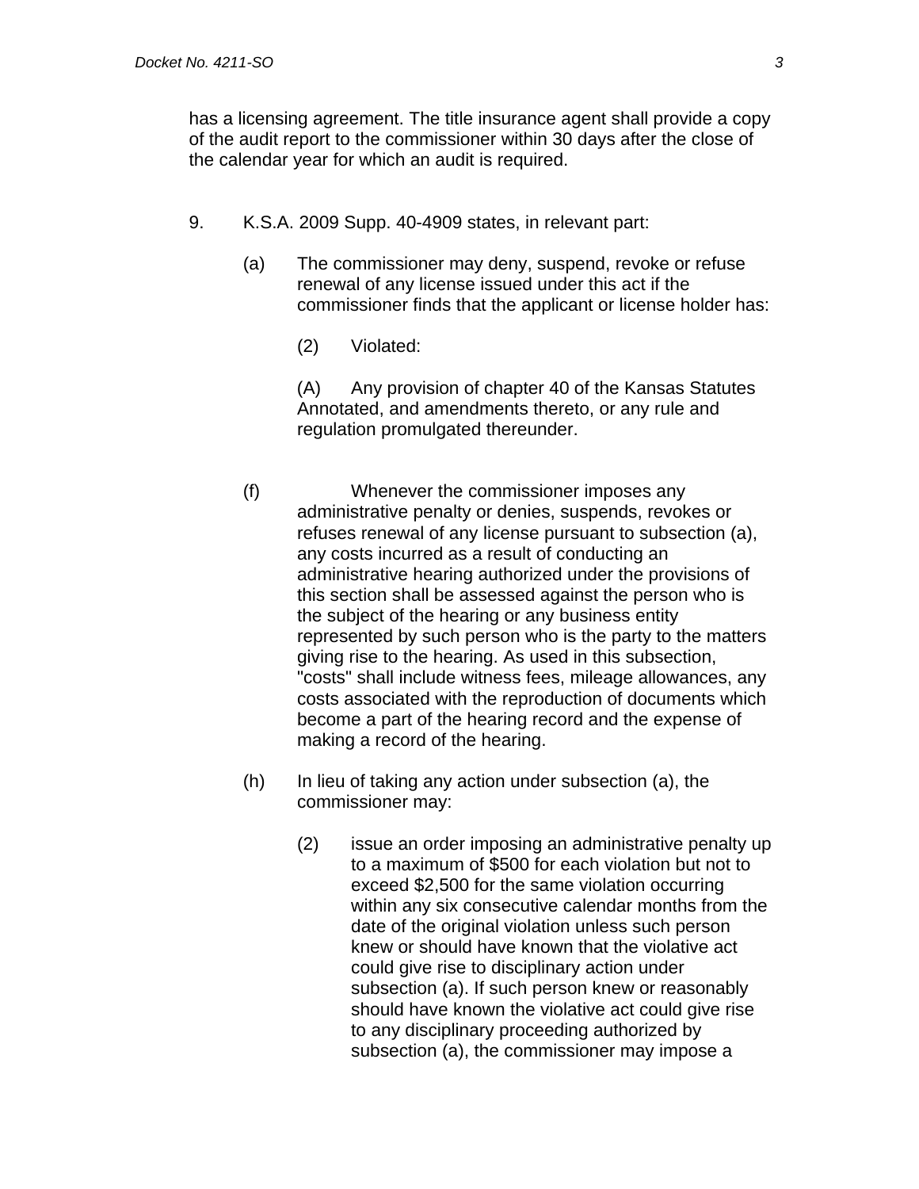has a licensing agreement. The title insurance agent shall provide a copy of the audit report to the commissioner within 30 days after the close of the calendar year for which an audit is required.

9. K.S.A. 2009 Supp. 40-4909 states, in relevant part:

   (a) The commissioner may deny, suspend, revoke or refuse renewal of any license issued under this act if the commissioner finds that the applicant or license holder has:

      (2) Violated:

      (A) Any provision of chapter 40 of the Kansas Statutes Annotated, and amendments thereto, or any rule and regulation promulgated thereunder.

   (f) Whenever the commissioner imposes any administrative penalty or denies, suspends, revokes or refuses renewal of any license pursuant to subsection (a), any costs incurred as a result of conducting an administrative hearing authorized under the provisions of this section shall be assessed against the person who is the subject of the hearing or any business entity represented by such person who is the party to the matters giving rise to the hearing. As used in this subsection, "costs" shall include witness fees, mileage allowances, any costs associated with the reproduction of documents which become a part of the hearing record and the expense of making a record of the hearing.

   (h) In lieu of taking any action under subsection (a), the commissioner may:

      (2) issue an order imposing an administrative penalty up to a maximum of $500 for each violation but not to exceed $2,500 for the same violation occurring within any six consecutive calendar months from the date of the original violation unless such person knew or should have known that the violative act could give rise to disciplinary action under subsection (a). If such person knew or reasonably should have known the violative act could give rise to any disciplinary proceeding authorized by subsection (a), the commissioner may impose a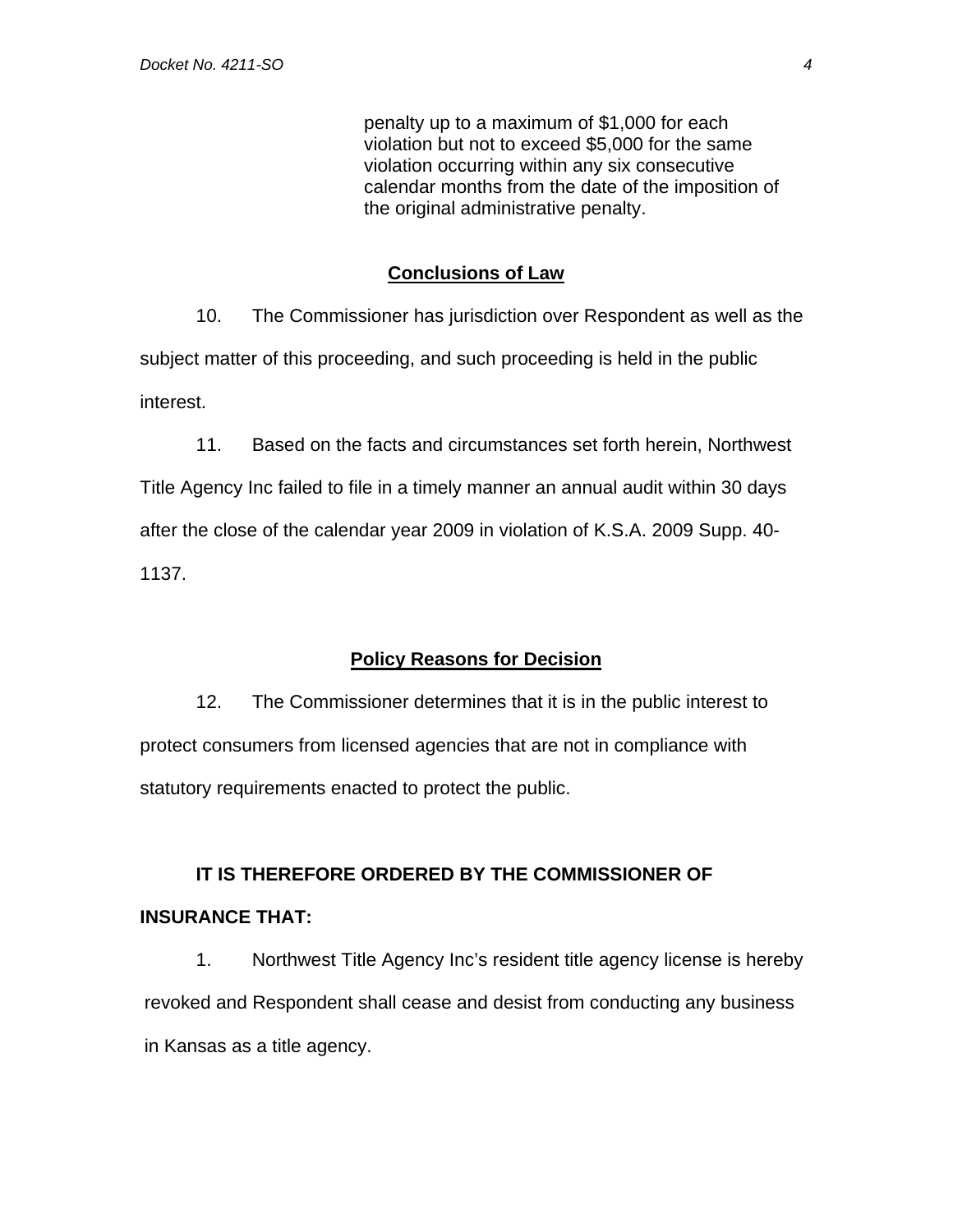> penalty up to a maximum of $1,000 for each violation but not to exceed $5,000 for the same violation occurring within any six consecutive calendar months from the date of the imposition of the original administrative penalty.

## Conclusions of Law

10. The Commissioner has jurisdiction over Respondent as well as the subject matter of this proceeding, and such proceeding is held in the public interest.

11. Based on the facts and circumstances set forth herein, Northwest Title Agency Inc failed to file in a timely manner an annual audit within 30 days after the close of the calendar year 2009 in violation of K.S.A. 2009 Supp. 40-1137.

## Policy Reasons for Decision

12. The Commissioner determines that it is in the public interest to protect consumers from licensed agencies that are not in compliance with statutory requirements enacted to protect the public.

**IT IS THEREFORE ORDERED BY THE COMMISSIONER OF INSURANCE THAT:**

1. Northwest Title Agency Inc's resident title agency license is hereby revoked and Respondent shall cease and desist from conducting any business in Kansas as a title agency.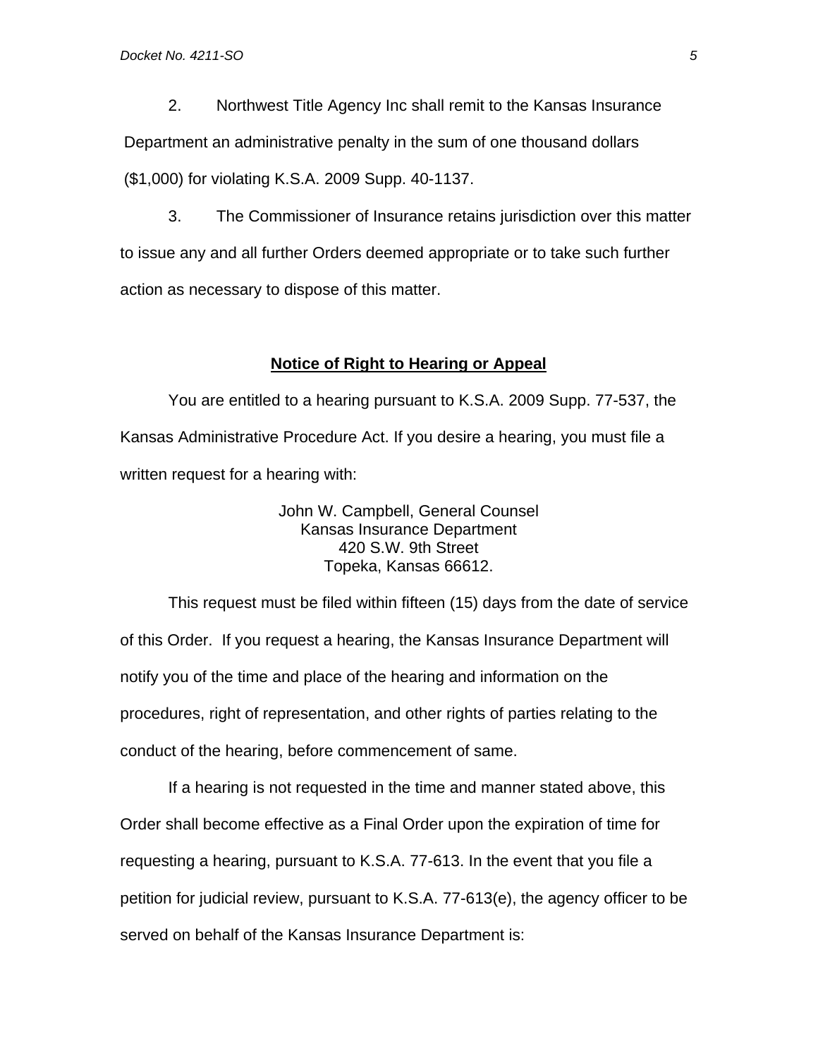2. Northwest Title Agency Inc shall remit to the Kansas Insurance Department an administrative penalty in the sum of one thousand dollars ($1,000) for violating K.S.A. 2009 Supp. 40-1137.

3. The Commissioner of Insurance retains jurisdiction over this matter to issue any and all further Orders deemed appropriate or to take such further action as necessary to dispose of this matter.

**Notice of Right to Hearing or Appeal**

You are entitled to a hearing pursuant to K.S.A. 2009 Supp. 77-537, the Kansas Administrative Procedure Act. If you desire a hearing, you must file a written request for a hearing with:

John W. Campbell, General Counsel
Kansas Insurance Department
420 S.W. 9th Street
Topeka, Kansas 66612.

This request must be filed within fifteen (15) days from the date of service of this Order. If you request a hearing, the Kansas Insurance Department will notify you of the time and place of the hearing and information on the procedures, right of representation, and other rights of parties relating to the conduct of the hearing, before commencement of same.

If a hearing is not requested in the time and manner stated above, this Order shall become effective as a Final Order upon the expiration of time for requesting a hearing, pursuant to K.S.A. 77-613. In the event that you file a petition for judicial review, pursuant to K.S.A. 77-613(e), the agency officer to be served on behalf of the Kansas Insurance Department is: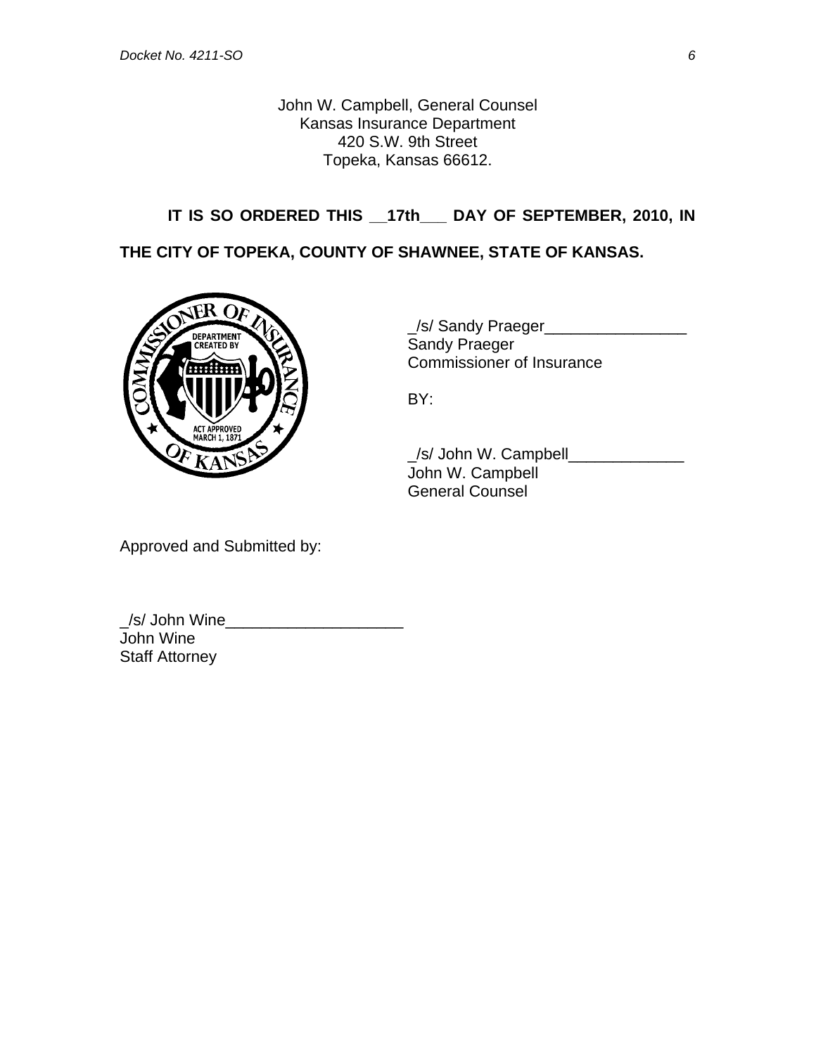John W. Campbell, General Counsel
Kansas Insurance Department
420 S.W. 9th Street
Topeka, Kansas 66612.

**IT IS SO ORDERED THIS __17th___ DAY OF SEPTEMBER, 2010, IN THE CITY OF TOPEKA, COUNTY OF SHAWNEE, STATE OF KANSAS.**

_/s/ Sandy Praeger________________
Sandy Praeger
Commissioner of Insurance

BY:

_/s/ John W. Campbell_____________
John W. Campbell
General Counsel

Approved and Submitted by:

_/s/ John Wine____________________
John Wine
Staff Attorney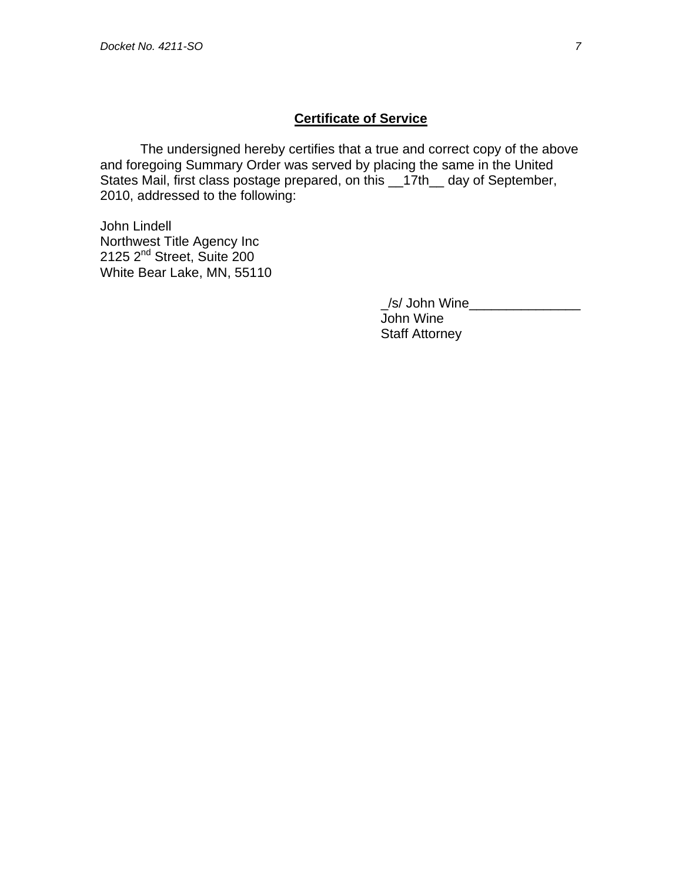## **Certificate of Service**

The undersigned hereby certifies that a true and correct copy of the above and foregoing Summary Order was served by placing the same in the United States Mail, first class postage prepared, on this __17th__ day of September, 2010, addressed to the following:

John Lindell
Northwest Title Agency Inc
2125 2nd Street, Suite 200
White Bear Lake, MN, 55110

_/s/ John Wine_______________
John Wine
Staff Attorney